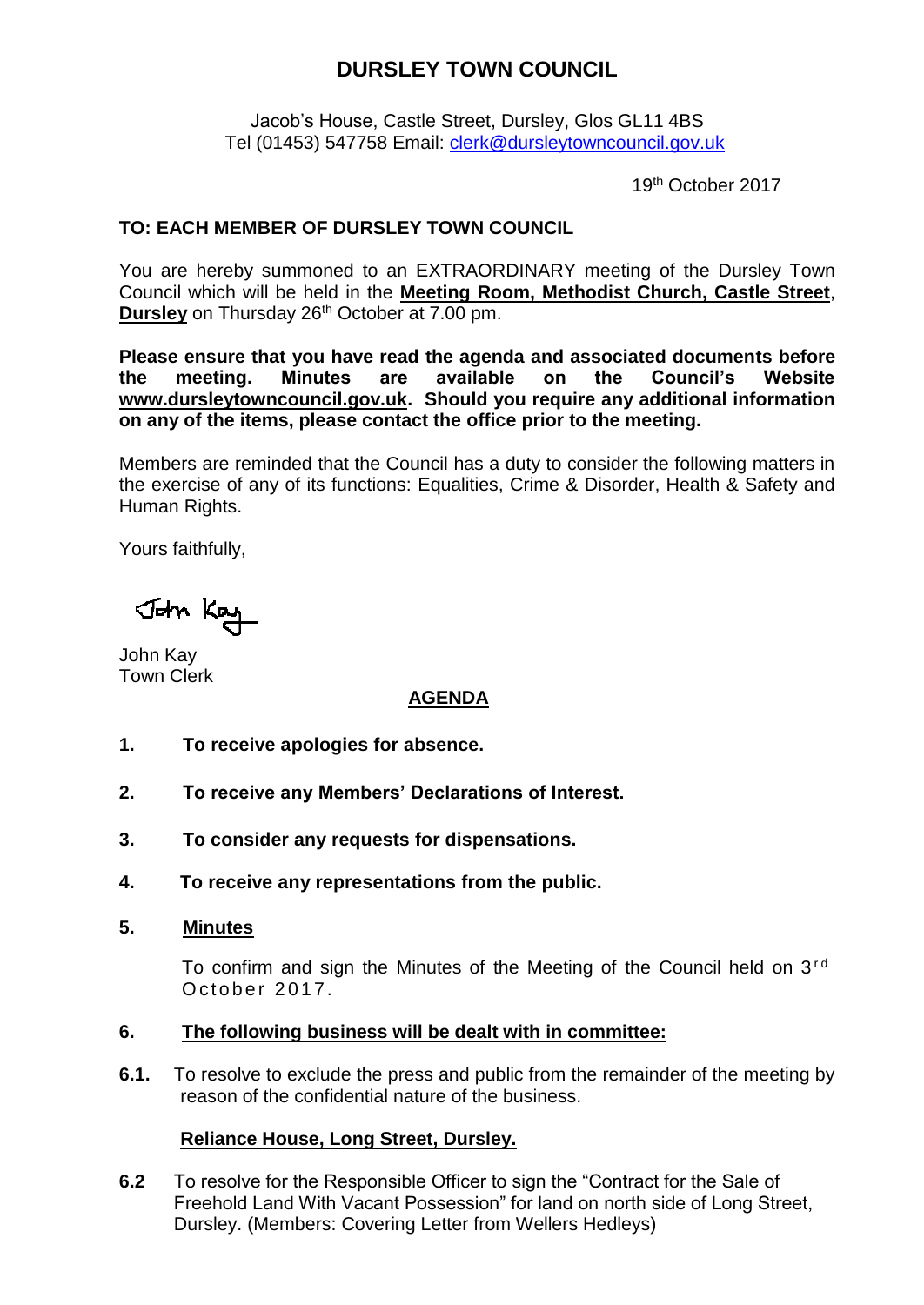# DURSLEY TOWN COUNCIL

Jacob's House, Castle Street, Dursley, Glos GL11 4BS
Tel (01453) 547758 Email: clerk@dursleytowncouncil.gov.uk

19th October 2017

**TO: EACH MEMBER OF DURSLEY TOWN COUNCIL**

You are hereby summoned to an EXTRAORDINARY meeting of the Dursley Town Council which will be held in the **Meeting Room, Methodist Church, Castle Street**, **Dursley** on Thursday 26th October at 7.00 pm.

**Please ensure that you have read the agenda and associated documents before the meeting. Minutes are available on the Council's Website www.dursleytowncouncil.gov.uk. Should you require any additional information on any of the items, please contact the office prior to the meeting.**

Members are reminded that the Council has a duty to consider the following matters in the exercise of any of its functions: Equalities, Crime & Disorder, Health & Safety and Human Rights.

Yours faithfully,

John Kay
Town Clerk

## AGENDA

**1. To receive apologies for absence.**

**2. To receive any Members' Declarations of Interest.**

**3. To consider any requests for dispensations.**

**4. To receive any representations from the public.**

**5. Minutes**

To confirm and sign the Minutes of the Meeting of the Council held on 3rd October 2017.

**6. The following business will be dealt with in committee:**

**6.1.** To resolve to exclude the press and public from the remainder of the meeting by reason of the confidential nature of the business.

**Reliance House, Long Street, Dursley.**

**6.2** To resolve for the Responsible Officer to sign the "Contract for the Sale of Freehold Land With Vacant Possession" for land on north side of Long Street, Dursley. (Members: Covering Letter from Wellers Hedleys)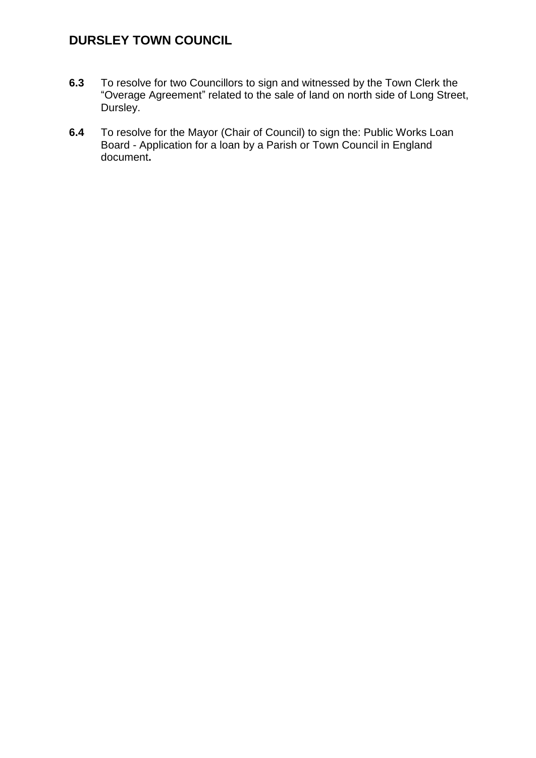**6.3** To resolve for two Councillors to sign and witnessed by the Town Clerk the "Overage Agreement" related to the sale of land on north side of Long Street, Dursley.

**6.4** To resolve for the Mayor (Chair of Council) to sign the: Public Works Loan Board - Application for a loan by a Parish or Town Council in England document**.**